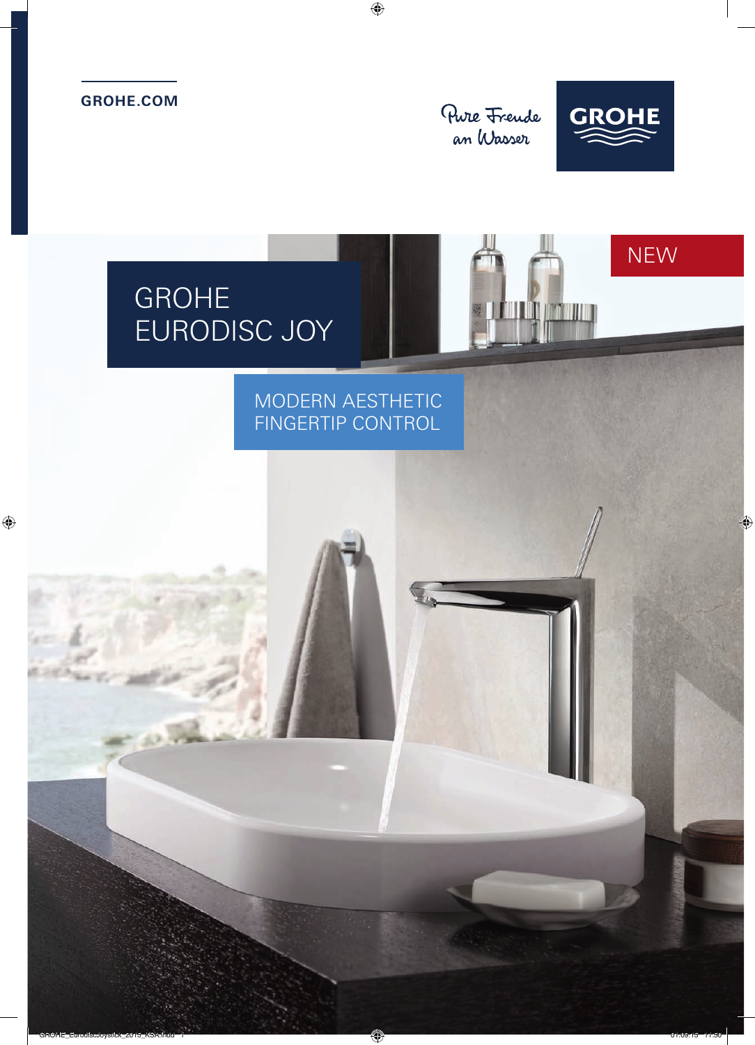GROHE.COM

Pure Freude an Wasser

GROHE

NEW

# GROHE EURODISC JOY

MODERN AESTHETIC
FINGERTIP CONTROL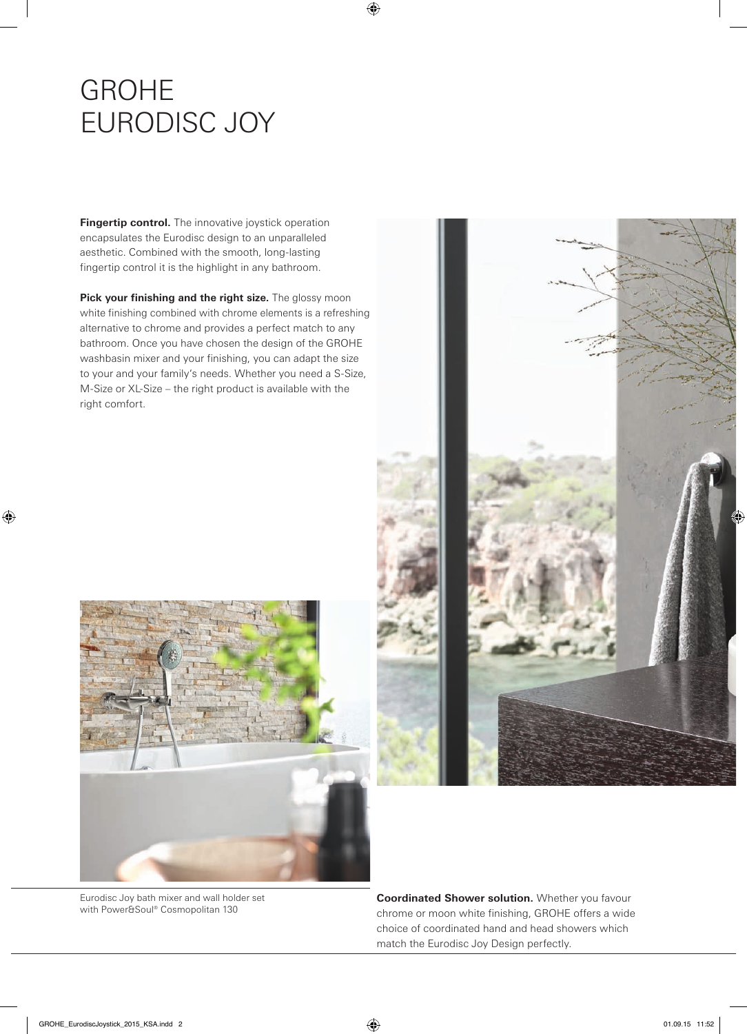# GROHE EURODISC JOY

**Fingertip control.** The innovative joystick operation encapsulates the Eurodisc design to an unparalleled aesthetic. Combined with the smooth, long-lasting fingertip control it is the highlight in any bathroom.

**Pick your finishing and the right size.** The glossy moon white finishing combined with chrome elements is a refreshing alternative to chrome and provides a perfect match to any bathroom. Once you have chosen the design of the GROHE washbasin mixer and your finishing, you can adapt the size to your and your family's needs. Whether you need a S-Size, M-Size or XL-Size – the right product is available with the right comfort.

Eurodisc Joy bath mixer and wall holder set with Power&Soul® Cosmopolitan 130

**Coordinated Shower solution.** Whether you favour chrome or moon white finishing, GROHE offers a wide choice of coordinated hand and head showers which match the Eurodisc Joy Design perfectly.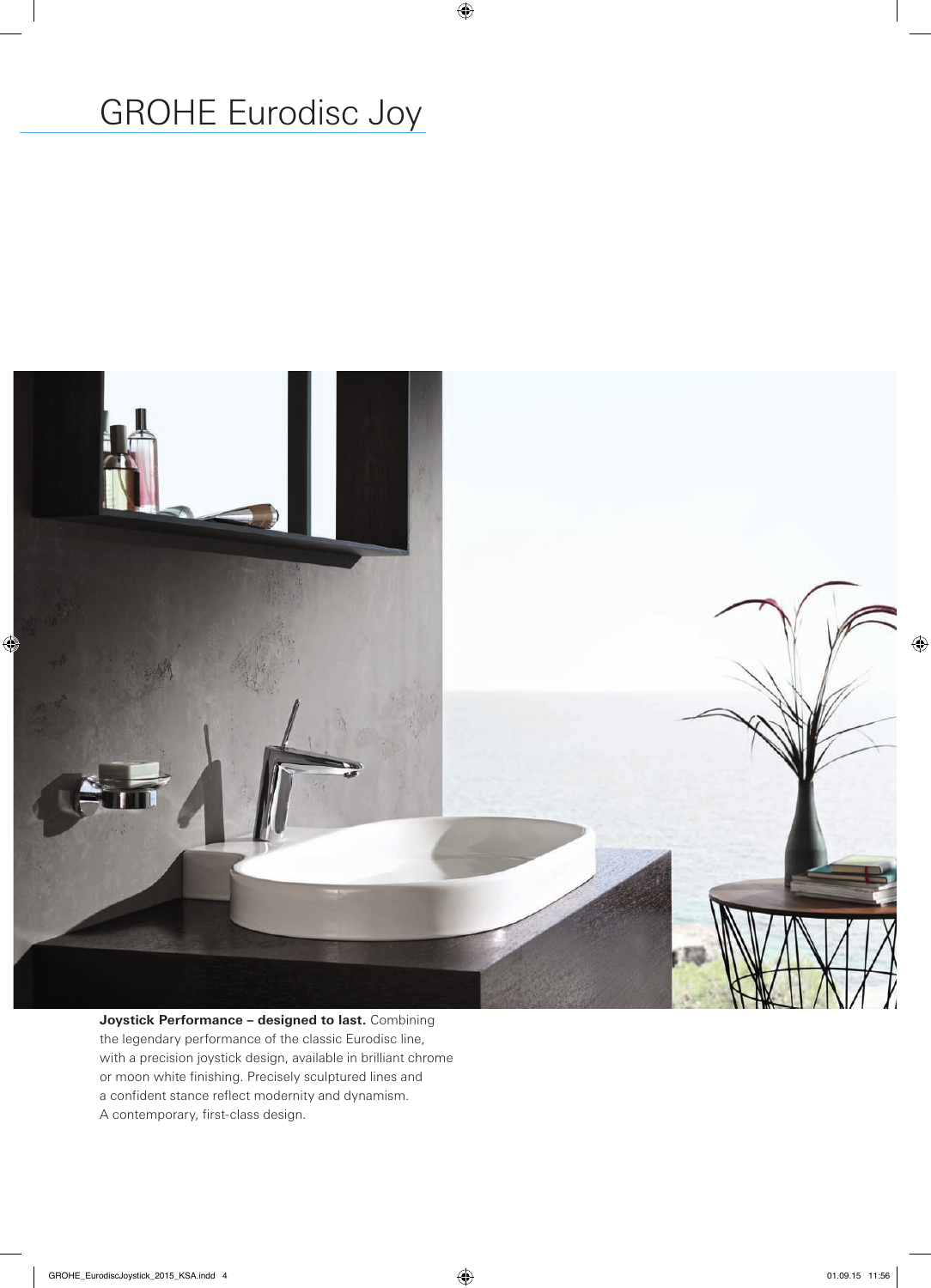# GROHE Eurodisc Joy

**Joystick Performance – designed to last.** Combining the legendary performance of the classic Eurodisc line, with a precision joystick design, available in brilliant chrome or moon white finishing. Precisely sculptured lines and a confident stance reflect modernity and dynamism. A contemporary, first-class design.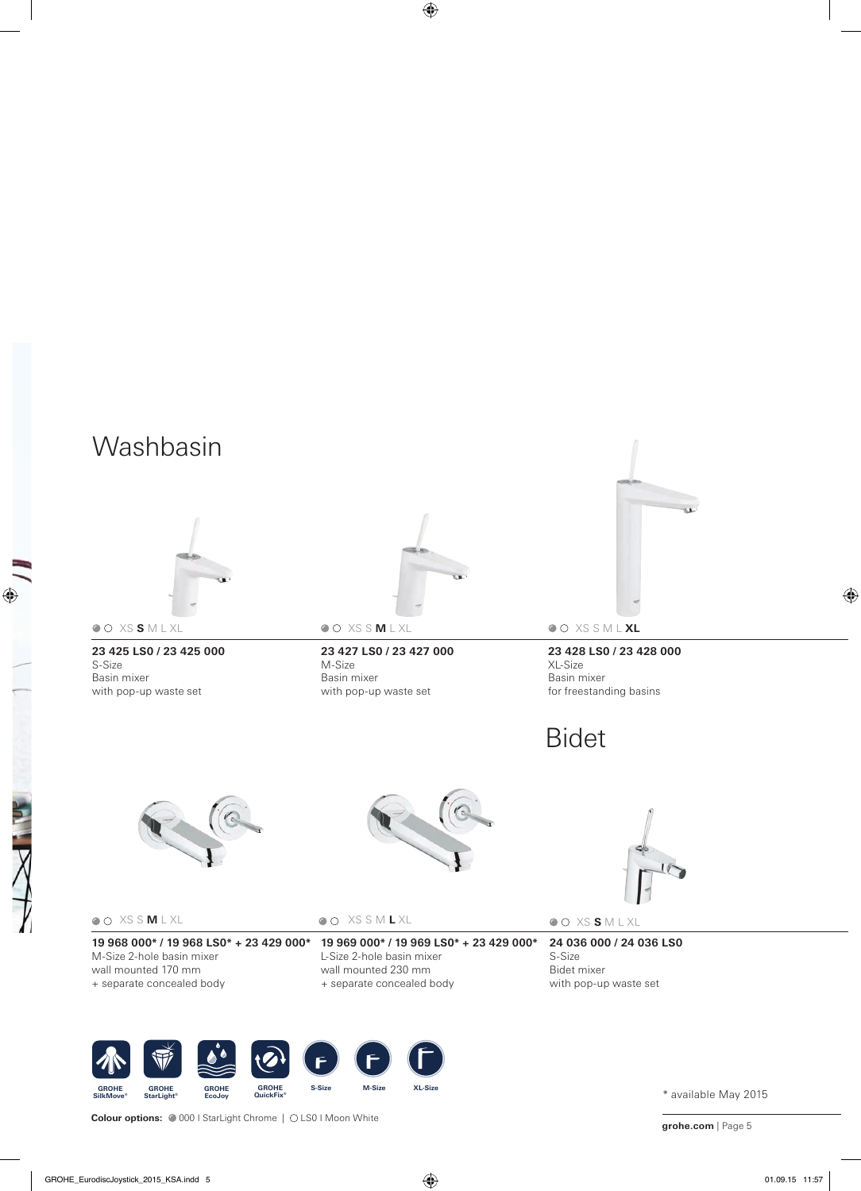## Washbasin

XS **S** M L XL

**23 425 LS0 / 23 425 000**
S-Size
Basin mixer
with pop-up waste set

XS S **M** L XL

**23 427 LS0 / 23 427 000**
M-Size
Basin mixer
with pop-up waste set

XS S M L **XL**

**23 428 LS0 / 23 428 000**
XL-Size
Basin mixer
for freestanding basins

XS S **M** L XL

**19 968 000* / 19 968 LS0* + 23 429 000***
M-Size 2-hole basin mixer
wall mounted 170 mm
+ separate concealed body

XS S M **L** XL

**19 969 000* / 19 969 LS0* + 23 429 000***
L-Size 2-hole basin mixer
wall mounted 230 mm
+ separate concealed body

## Bidet

XS **S** M L XL

**24 036 000 / 24 036 LS0**
S-Size
Bidet mixer
with pop-up waste set

GROHE SilkMove® | GROHE StarLight® | GROHE EcoJoy | GROHE QuickFix® | S-Size | M-Size | XL-Size

**Colour options:** 000 I StarLight Chrome | LS0 I Moon White

* available May 2015

**grohe.com**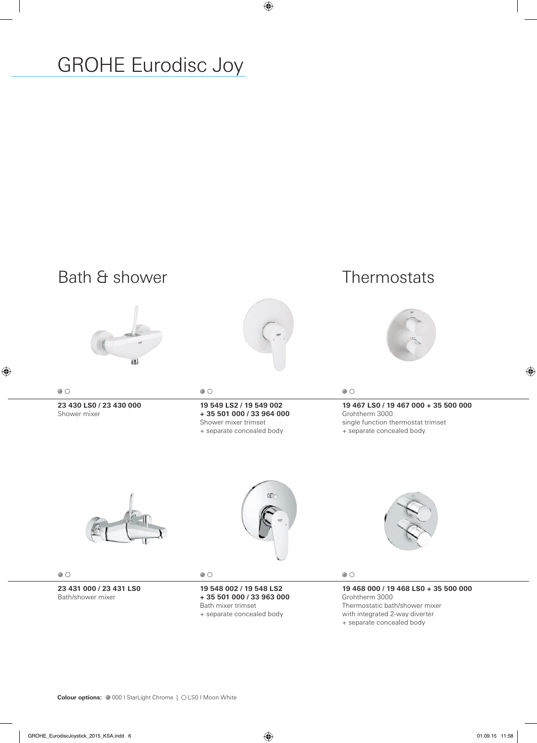# GROHE Eurodisc Joy

## Bath & shower

**23 430 LS0 / 23 430 000**
Shower mixer

**19 549 LS2 / 19 549 002**
**+ 35 501 000 / 33 964 000**
Shower mixer trimset
+ separate concealed body

**23 431 000 / 23 431 LS0**
Bath/shower mixer

**19 548 002 / 19 548 LS2**
**+ 35 501 000 / 33 963 000**
Bath mixer trimset
+ separate concealed body

## Thermostats

**19 467 LS0 / 19 467 000 + 35 500 000**
Grohtherm 3000
single function thermostat trimset
+ separate concealed body

**19 468 000 / 19 468 LS0 + 35 500 000**
Grohtherm 3000
Thermostatic bath/shower mixer
with integrated 2-way diverter
+ separate concealed body

**Colour options:** 000 I StarLight Chrome | LS0 I Moon White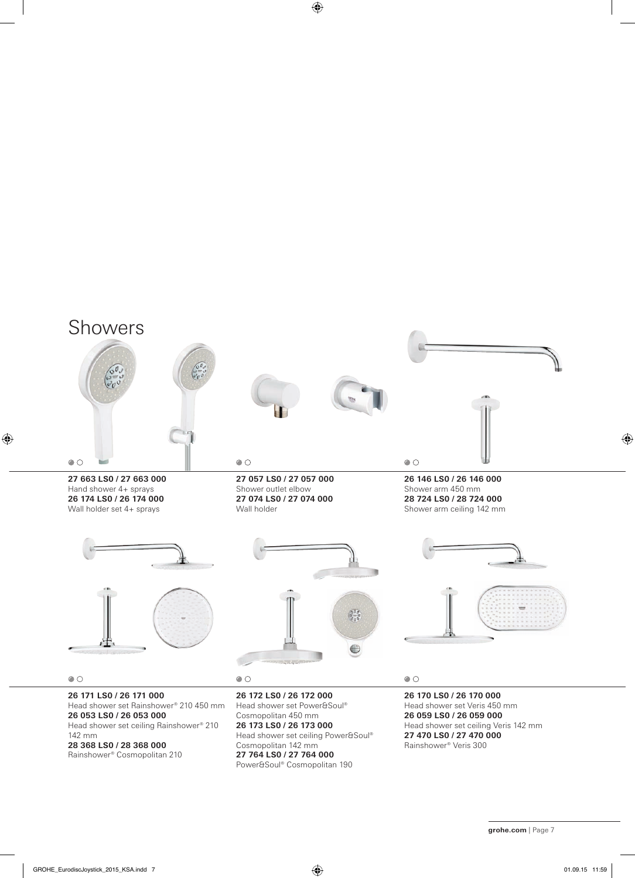# Showers

**27 663 LS0 / 27 663 000**
Hand shower 4+ sprays
**26 174 LS0 / 26 174 000**
Wall holder set 4+ sprays

**27 057 LS0 / 27 057 000**
Shower outlet elbow
**27 074 LS0 / 27 074 000**
Wall holder

**26 146 LS0 / 26 146 000**
Shower arm 450 mm
**28 724 LS0 / 28 724 000**
Shower arm ceiling 142 mm

**26 171 LS0 / 26 171 000**
Head shower set Rainshower® 210 450 mm
**26 053 LS0 / 26 053 000**
Head shower set ceiling Rainshower® 210 142 mm
**28 368 LS0 / 28 368 000**
Rainshower® Cosmopolitan 210

**26 172 LS0 / 26 172 000**
Head shower set Power&Soul® Cosmopolitan 450 mm
**26 173 LS0 / 26 173 000**
Head shower set ceiling Power&Soul® Cosmopolitan 142 mm
**27 764 LS0 / 27 764 000**
Power&Soul® Cosmopolitan 190

**26 170 LS0 / 26 170 000**
Head shower set Veris 450 mm
**26 059 LS0 / 26 059 000**
Head shower set ceiling Veris 142 mm
**27 470 LS0 / 27 470 000**
Rainshower® Veris 300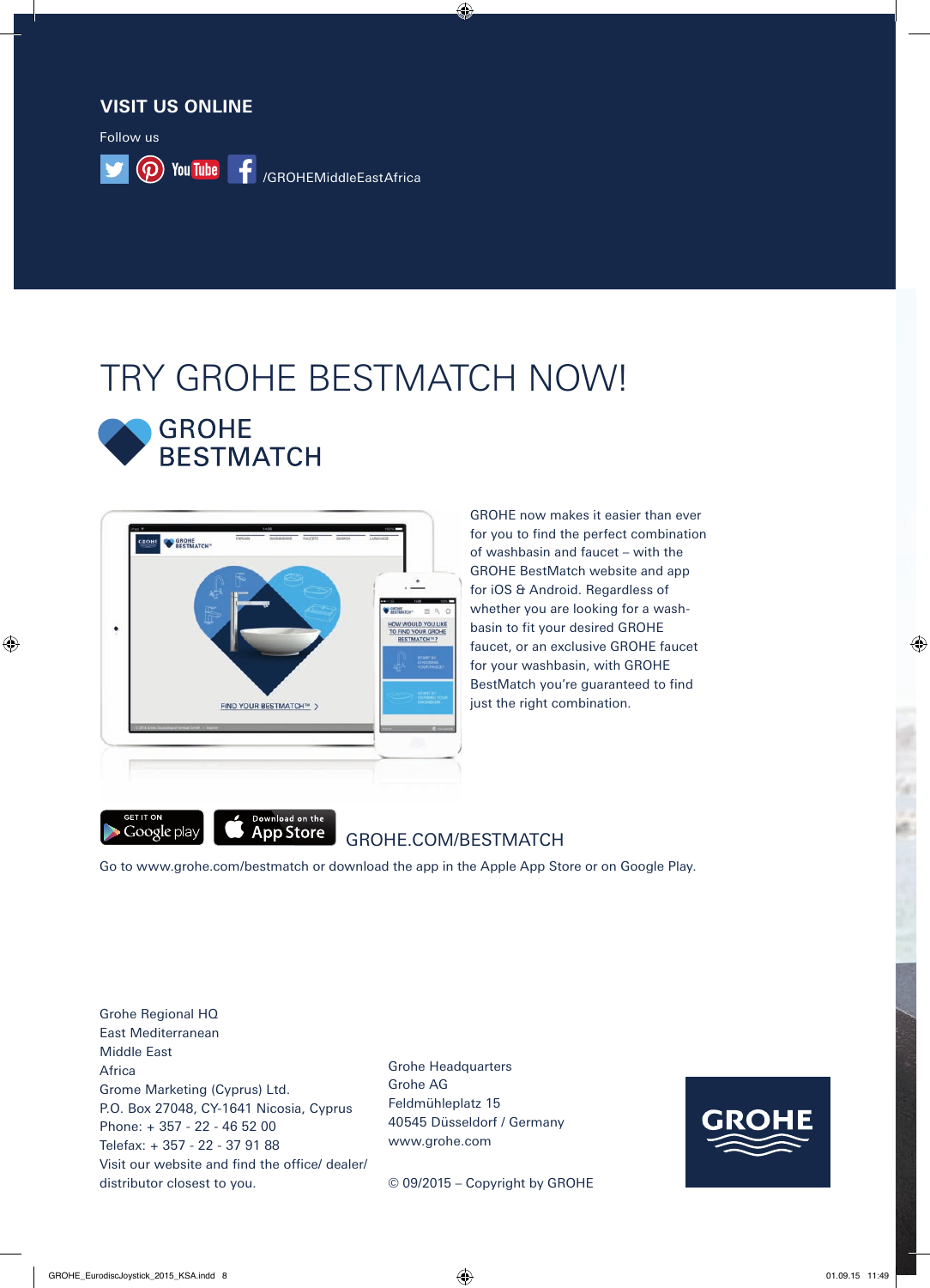## VISIT US ONLINE

Follow us

/GROHEMiddleEastAfrica

# TRY GROHE BESTMATCH NOW!

GROHE BESTMATCH

GROHE now makes it easier than ever for you to find the perfect combination of washbasin and faucet – with the GROHE BestMatch website and app for iOS & Android. Regardless of whether you are looking for a wash-basin to fit your desired GROHE faucet, or an exclusive GROHE faucet for your washbasin, with GROHE BestMatch you're guaranteed to find just the right combination.

GROHE.COM/BESTMATCH

Go to www.grohe.com/bestmatch or download the app in the Apple App Store or on Google Play.

Grohe Regional HQ
East Mediterranean
Middle East
Africa
Grome Marketing (Cyprus) Ltd.
P.O. Box 27048, CY-1641 Nicosia, Cyprus
Phone: + 357 - 22 - 46 52 00
Telefax: + 357 - 22 - 37 91 88
Visit our website and find the office/ dealer/ distributor closest to you.

Grohe Headquarters
Grohe AG
Feldmühleplatz 15
40545 Düsseldorf / Germany
www.grohe.com

© 09/2015 – Copyright by GROHE

GROHE